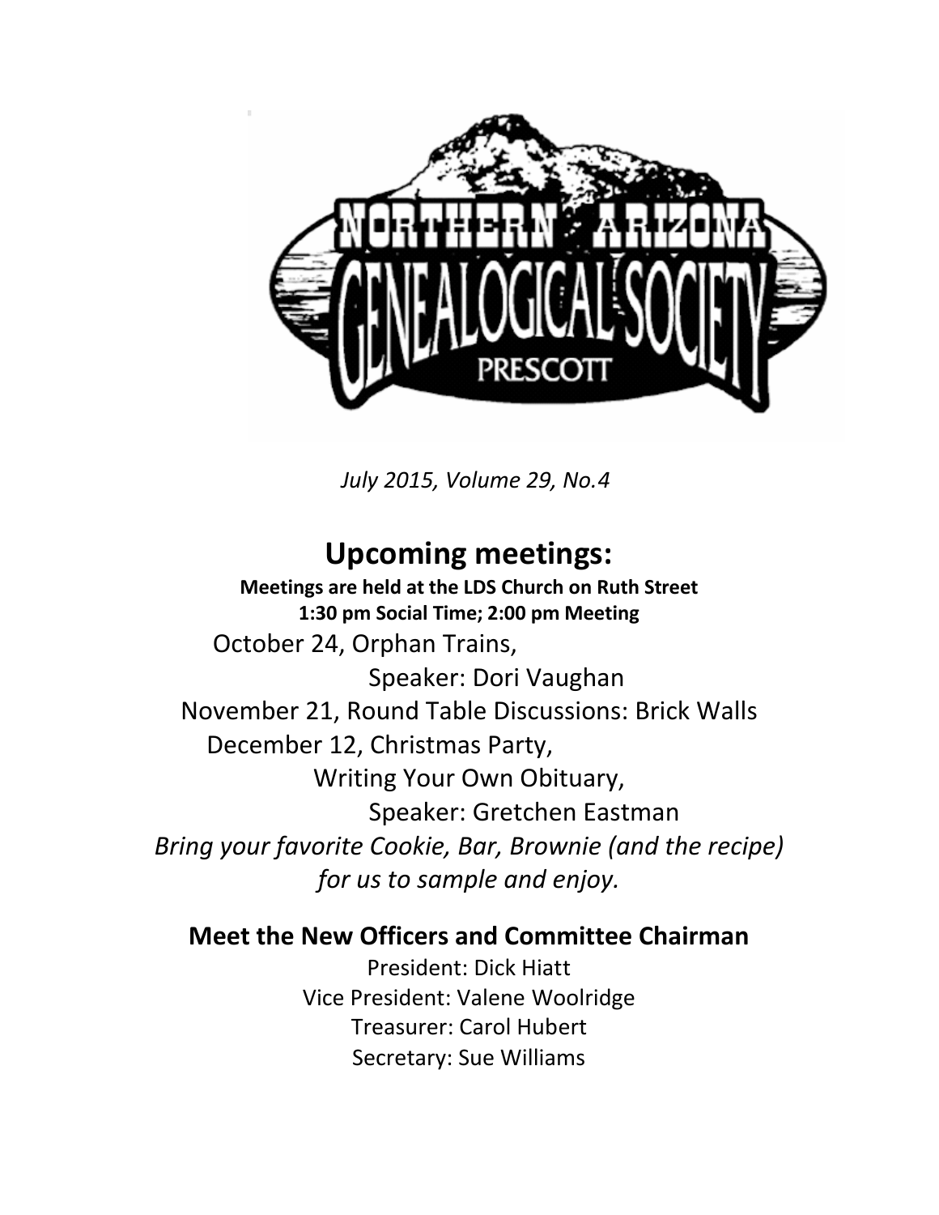# NORTHERN ARIZONA GENEALOGICAL SOCIETY PRESCOTT

*July 2015, Volume 29, No.4*

## Upcoming meetings:

**Meetings are held at the LDS Church on Ruth Street**
**1:30 pm Social Time; 2:00 pm Meeting**

October 24, Orphan Trains,
Speaker: Dori Vaughan

November 21, Round Table Discussions: Brick Walls

December 12, Christmas Party,
Writing Your Own Obituary,
Speaker: Gretchen Eastman

*Bring your favorite Cookie, Bar, Brownie (and the recipe) for us to sample and enjoy.*

### Meet the New Officers and Committee Chairman

President: Dick Hiatt
Vice President: Valene Woolridge
Treasurer: Carol Hubert
Secretary: Sue Williams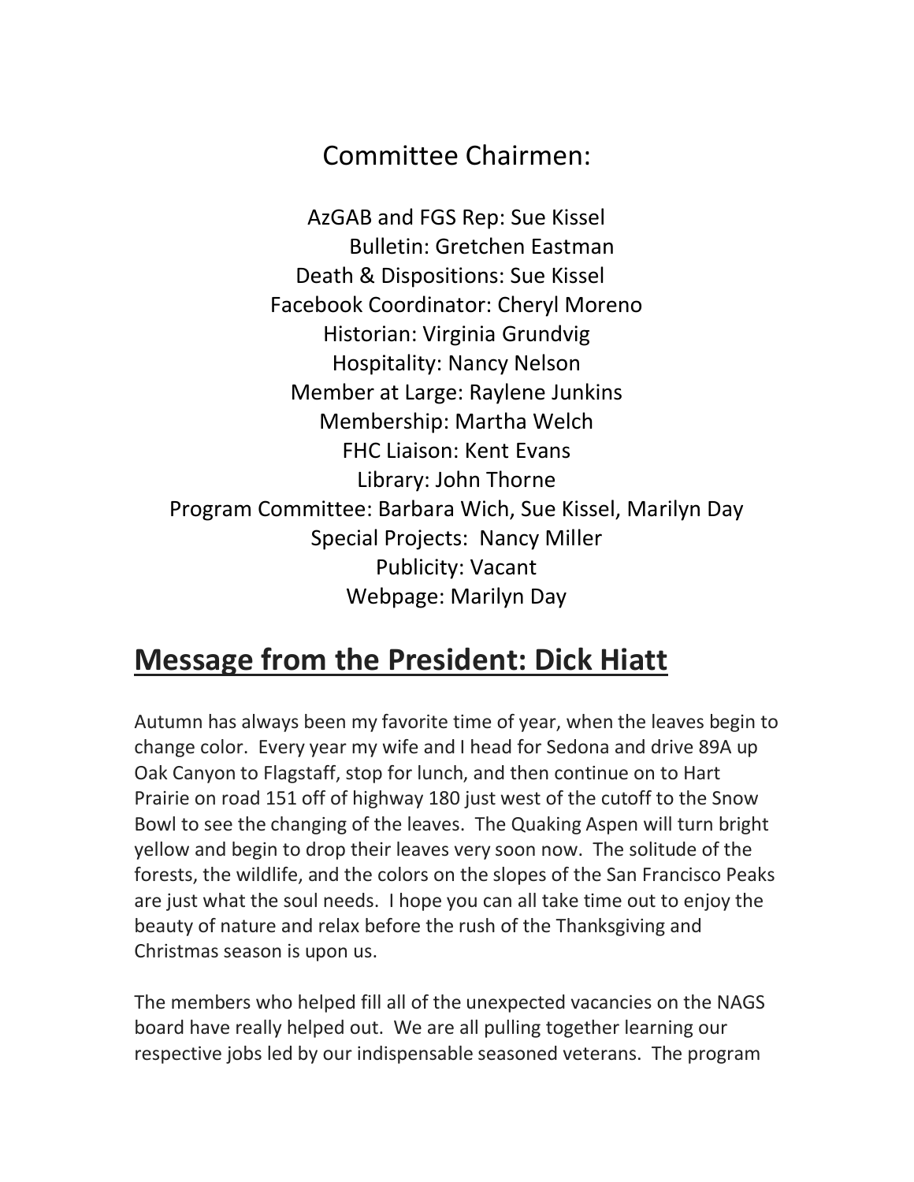## Committee Chairmen:

AzGAB and FGS Rep: Sue Kissel
Bulletin: Gretchen Eastman
Death & Dispositions: Sue Kissel
Facebook Coordinator: Cheryl Moreno
Historian: Virginia Grundvig
Hospitality: Nancy Nelson
Member at Large: Raylene Junkins
Membership: Martha Welch
FHC Liaison: Kent Evans
Library: John Thorne
Program Committee: Barbara Wich, Sue Kissel, Marilyn Day
Special Projects: Nancy Miller
Publicity: Vacant
Webpage: Marilyn Day

# Message from the President: Dick Hiatt

Autumn has always been my favorite time of year, when the leaves begin to change color. Every year my wife and I head for Sedona and drive 89A up Oak Canyon to Flagstaff, stop for lunch, and then continue on to Hart Prairie on road 151 off of highway 180 just west of the cutoff to the Snow Bowl to see the changing of the leaves. The Quaking Aspen will turn bright yellow and begin to drop their leaves very soon now. The solitude of the forests, the wildlife, and the colors on the slopes of the San Francisco Peaks are just what the soul needs. I hope you can all take time out to enjoy the beauty of nature and relax before the rush of the Thanksgiving and Christmas season is upon us.

The members who helped fill all of the unexpected vacancies on the NAGS board have really helped out. We are all pulling together learning our respective jobs led by our indispensable seasoned veterans. The program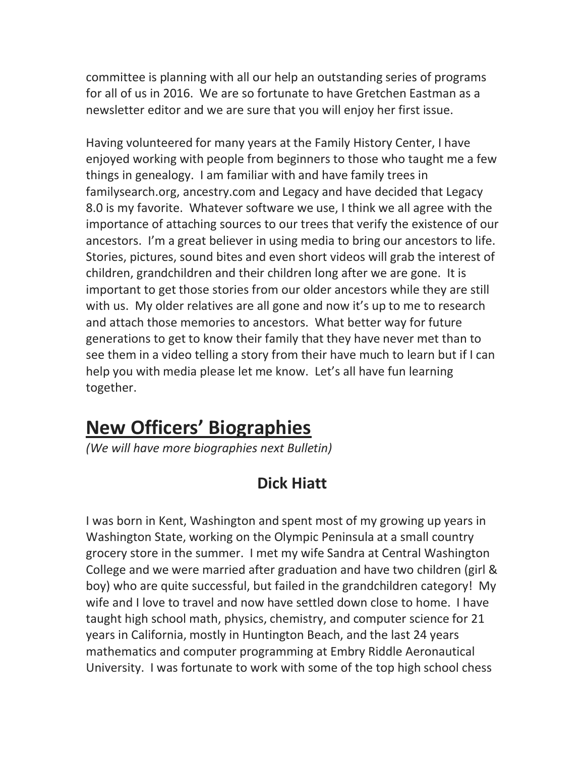committee is planning with all our help an outstanding series of programs for all of us in 2016. We are so fortunate to have Gretchen Eastman as a newsletter editor and we are sure that you will enjoy her first issue.

Having volunteered for many years at the Family History Center, I have enjoyed working with people from beginners to those who taught me a few things in genealogy. I am familiar with and have family trees in familysearch.org, ancestry.com and Legacy and have decided that Legacy 8.0 is my favorite. Whatever software we use, I think we all agree with the importance of attaching sources to our trees that verify the existence of our ancestors. I'm a great believer in using media to bring our ancestors to life. Stories, pictures, sound bites and even short videos will grab the interest of children, grandchildren and their children long after we are gone. It is important to get those stories from our older ancestors while they are still with us. My older relatives are all gone and now it's up to me to research and attach those memories to ancestors. What better way for future generations to get to know their family that they have never met than to see them in a video telling a story from their have much to learn but if I can help you with media please let me know. Let's all have fun learning together.

## New Officers' Biographies

*(We will have more biographies next Bulletin)*

### Dick Hiatt

I was born in Kent, Washington and spent most of my growing up years in Washington State, working on the Olympic Peninsula at a small country grocery store in the summer. I met my wife Sandra at Central Washington College and we were married after graduation and have two children (girl & boy) who are quite successful, but failed in the grandchildren category! My wife and I love to travel and now have settled down close to home. I have taught high school math, physics, chemistry, and computer science for 21 years in California, mostly in Huntington Beach, and the last 24 years mathematics and computer programming at Embry Riddle Aeronautical University. I was fortunate to work with some of the top high school chess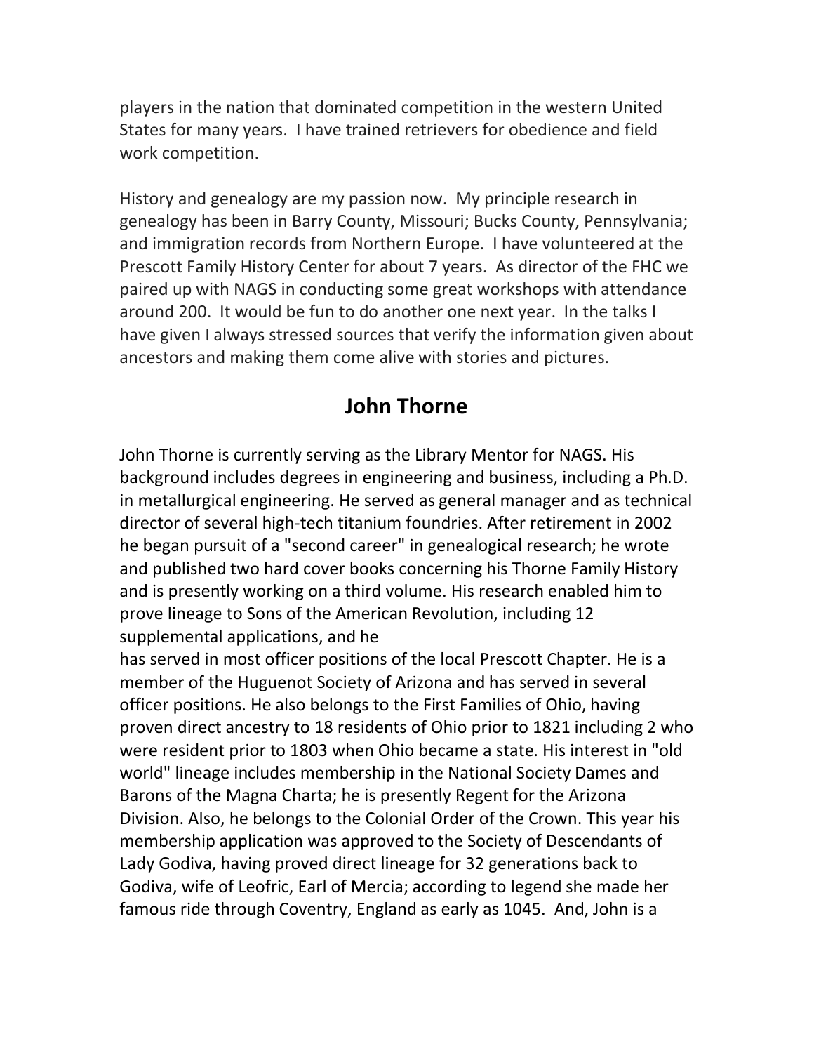players in the nation that dominated competition in the western United States for many years. I have trained retrievers for obedience and field work competition.

History and genealogy are my passion now. My principle research in genealogy has been in Barry County, Missouri; Bucks County, Pennsylvania; and immigration records from Northern Europe. I have volunteered at the Prescott Family History Center for about 7 years. As director of the FHC we paired up with NAGS in conducting some great workshops with attendance around 200. It would be fun to do another one next year. In the talks I have given I always stressed sources that verify the information given about ancestors and making them come alive with stories and pictures.

## John Thorne

John Thorne is currently serving as the Library Mentor for NAGS. His background includes degrees in engineering and business, including a Ph.D. in metallurgical engineering. He served as general manager and as technical director of several high-tech titanium foundries. After retirement in 2002 he began pursuit of a "second career" in genealogical research; he wrote and published two hard cover books concerning his Thorne Family History and is presently working on a third volume. His research enabled him to prove lineage to Sons of the American Revolution, including 12 supplemental applications, and he has served in most officer positions of the local Prescott Chapter. He is a member of the Huguenot Society of Arizona and has served in several officer positions. He also belongs to the First Families of Ohio, having proven direct ancestry to 18 residents of Ohio prior to 1821 including 2 who were resident prior to 1803 when Ohio became a state. His interest in "old world" lineage includes membership in the National Society Dames and Barons of the Magna Charta; he is presently Regent for the Arizona Division. Also, he belongs to the Colonial Order of the Crown. This year his membership application was approved to the Society of Descendants of Lady Godiva, having proved direct lineage for 32 generations back to Godiva, wife of Leofric, Earl of Mercia; according to legend she made her famous ride through Coventry, England as early as 1045. And, John is a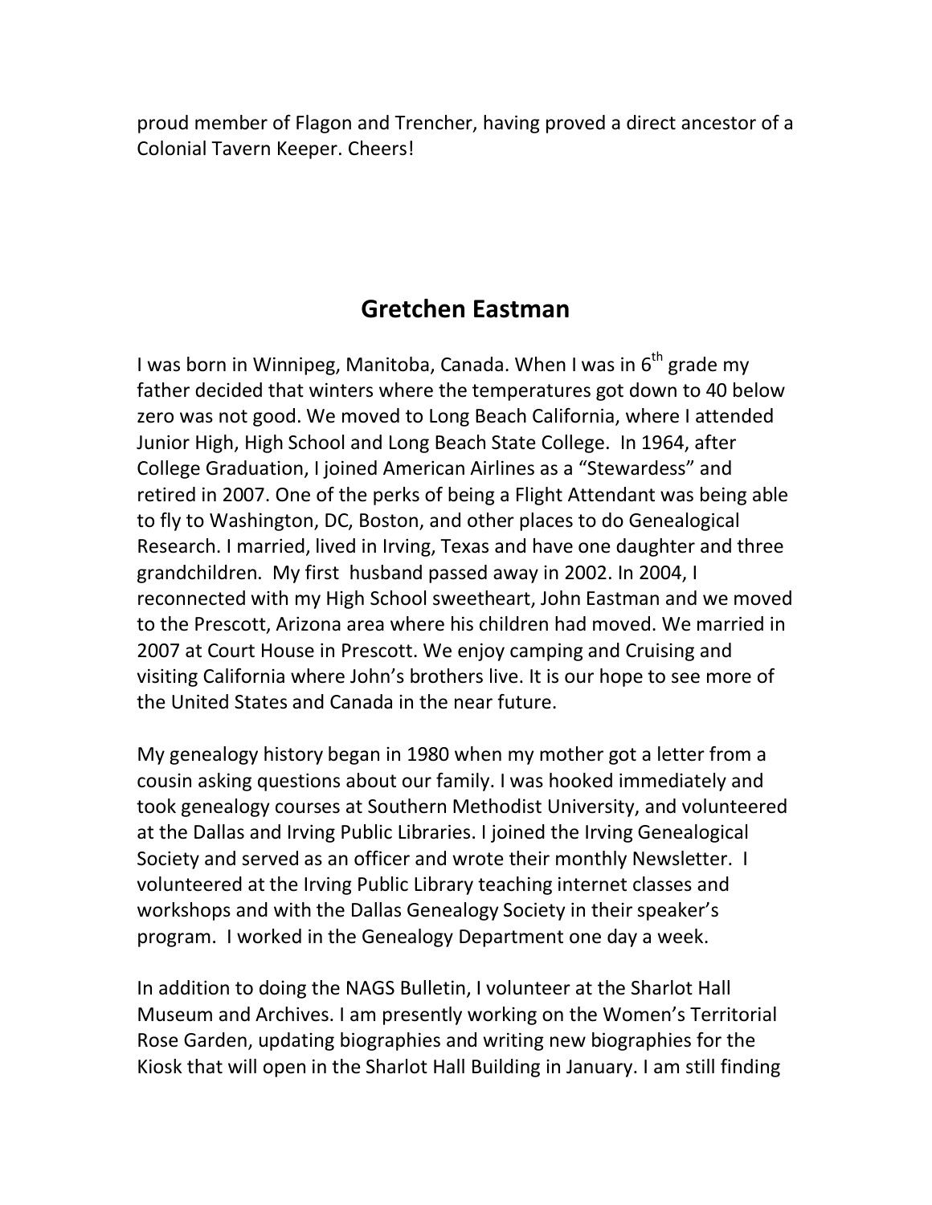proud member of Flagon and Trencher, having proved a direct ancestor of a Colonial Tavern Keeper. Cheers!

## Gretchen Eastman

I was born in Winnipeg, Manitoba, Canada. When I was in 6th grade my father decided that winters where the temperatures got down to 40 below zero was not good. We moved to Long Beach California, where I attended Junior High, High School and Long Beach State College. In 1964, after College Graduation, I joined American Airlines as a "Stewardess" and retired in 2007. One of the perks of being a Flight Attendant was being able to fly to Washington, DC, Boston, and other places to do Genealogical Research. I married, lived in Irving, Texas and have one daughter and three grandchildren. My first husband passed away in 2002. In 2004, I reconnected with my High School sweetheart, John Eastman and we moved to the Prescott, Arizona area where his children had moved. We married in 2007 at Court House in Prescott. We enjoy camping and Cruising and visiting California where John's brothers live. It is our hope to see more of the United States and Canada in the near future.

My genealogy history began in 1980 when my mother got a letter from a cousin asking questions about our family. I was hooked immediately and took genealogy courses at Southern Methodist University, and volunteered at the Dallas and Irving Public Libraries. I joined the Irving Genealogical Society and served as an officer and wrote their monthly Newsletter. I volunteered at the Irving Public Library teaching internet classes and workshops and with the Dallas Genealogy Society in their speaker's program. I worked in the Genealogy Department one day a week.

In addition to doing the NAGS Bulletin, I volunteer at the Sharlot Hall Museum and Archives. I am presently working on the Women's Territorial Rose Garden, updating biographies and writing new biographies for the Kiosk that will open in the Sharlot Hall Building in January. I am still finding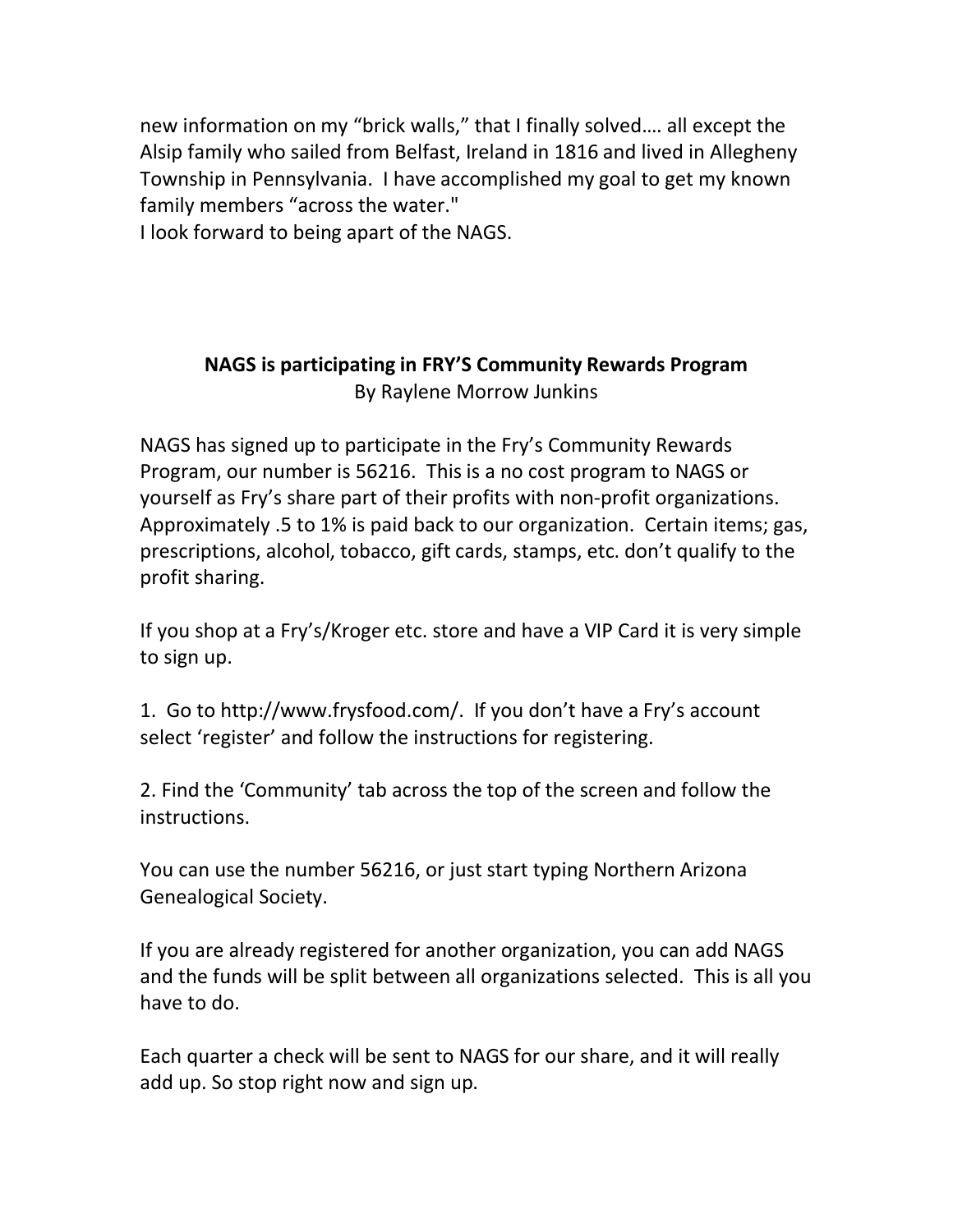new information on my “brick walls,” that I finally solved…. all except the Alsip family who sailed from Belfast, Ireland in 1816 and lived in Allegheny Township in Pennsylvania. I have accomplished my goal to get my known family members “across the water."
I look forward to being apart of the NAGS.

## NAGS is participating in FRY’S Community Rewards Program

By Raylene Morrow Junkins

NAGS has signed up to participate in the Fry’s Community Rewards Program, our number is 56216. This is a no cost program to NAGS or yourself as Fry’s share part of their profits with non-profit organizations. Approximately .5 to 1% is paid back to our organization. Certain items; gas, prescriptions, alcohol, tobacco, gift cards, stamps, etc. don’t qualify to the profit sharing.

If you shop at a Fry’s/Kroger etc. store and have a VIP Card it is very simple to sign up.

1. Go to http://www.frysfood.com/. If you don’t have a Fry’s account select ‘register’ and follow the instructions for registering.

2. Find the ‘Community’ tab across the top of the screen and follow the instructions.

You can use the number 56216, or just start typing Northern Arizona Genealogical Society.

If you are already registered for another organization, you can add NAGS and the funds will be split between all organizations selected. This is all you have to do.

Each quarter a check will be sent to NAGS for our share, and it will really add up. So stop right now and sign up.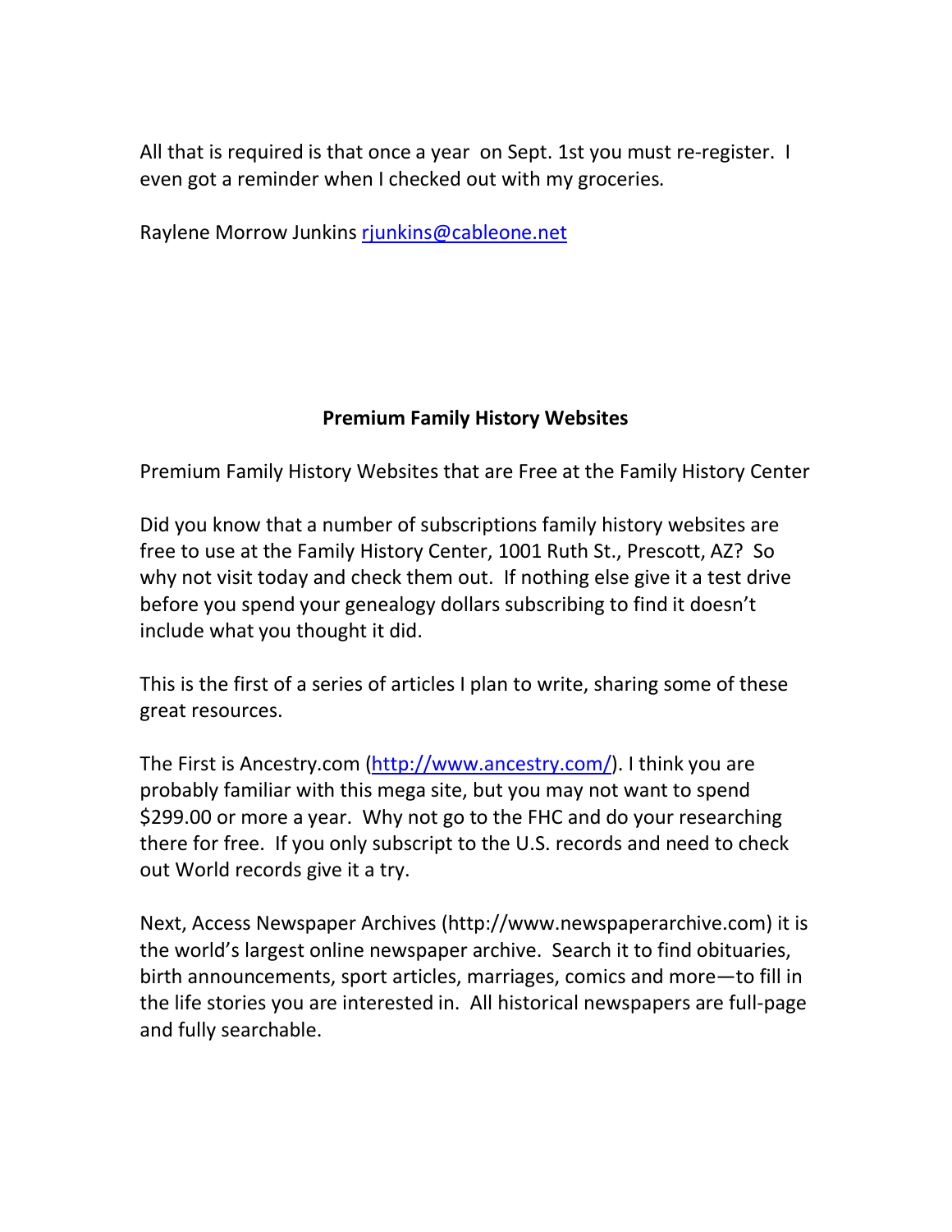All that is required is that once a year on Sept. 1st you must re-register. I even got a reminder when I checked out with my groceries.

Raylene Morrow Junkins [rjunkins@cableone.net](mailto:rjunkins@cableone.net)

## Premium Family History Websites

Premium Family History Websites that are Free at the Family History Center

Did you know that a number of subscriptions family history websites are free to use at the Family History Center, 1001 Ruth St., Prescott, AZ? So why not visit today and check them out. If nothing else give it a test drive before you spend your genealogy dollars subscribing to find it doesn't include what you thought it did.

This is the first of a series of articles I plan to write, sharing some of these great resources.

The First is Ancestry.com ([http://www.ancestry.com/](http://www.ancestry.com/)). I think you are probably familiar with this mega site, but you may not want to spend $299.00 or more a year. Why not go to the FHC and do your researching there for free. If you only subscript to the U.S. records and need to check out World records give it a try.

Next, Access Newspaper Archives (http://www.newspaperarchive.com) it is the world's largest online newspaper archive. Search it to find obituaries, birth announcements, sport articles, marriages, comics and more—to fill in the life stories you are interested in. All historical newspapers are full-page and fully searchable.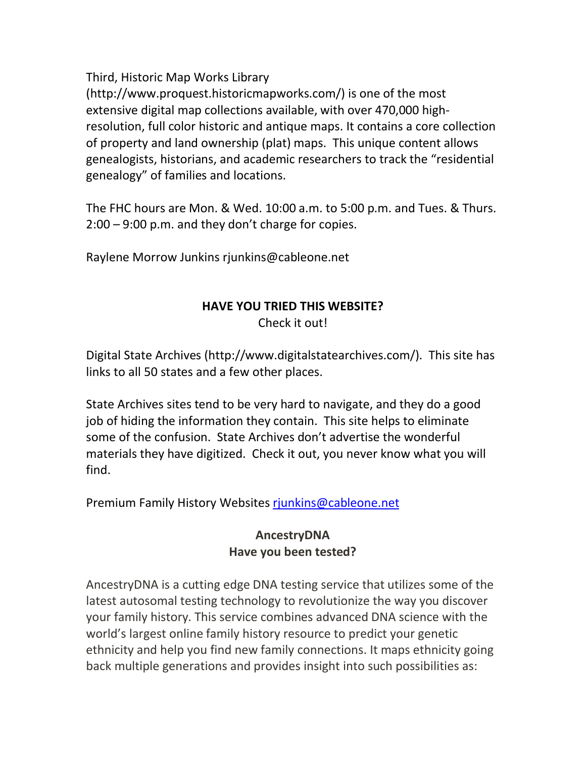Third, Historic Map Works Library (http://www.proquest.historicmapworks.com/) is one of the most extensive digital map collections available, with over 470,000 high-resolution, full color historic and antique maps. It contains a core collection of property and land ownership (plat) maps. This unique content allows genealogists, historians, and academic researchers to track the "residential genealogy" of families and locations.

The FHC hours are Mon. & Wed. 10:00 a.m. to 5:00 p.m. and Tues. & Thurs. 2:00 – 9:00 p.m. and they don't charge for copies.

Raylene Morrow Junkins rjunkins@cableone.net

## HAVE YOU TRIED THIS WEBSITE?

Check it out!

Digital State Archives (http://www.digitalstatearchives.com/). This site has links to all 50 states and a few other places.

State Archives sites tend to be very hard to navigate, and they do a good job of hiding the information they contain. This site helps to eliminate some of the confusion. State Archives don't advertise the wonderful materials they have digitized. Check it out, you never know what you will find.

Premium Family History Websites rjunkins@cableone.net

## AncestryDNA
**Have you been tested?**

AncestryDNA is a cutting edge DNA testing service that utilizes some of the latest autosomal testing technology to revolutionize the way you discover your family history. This service combines advanced DNA science with the world's largest online family history resource to predict your genetic ethnicity and help you find new family connections. It maps ethnicity going back multiple generations and provides insight into such possibilities as: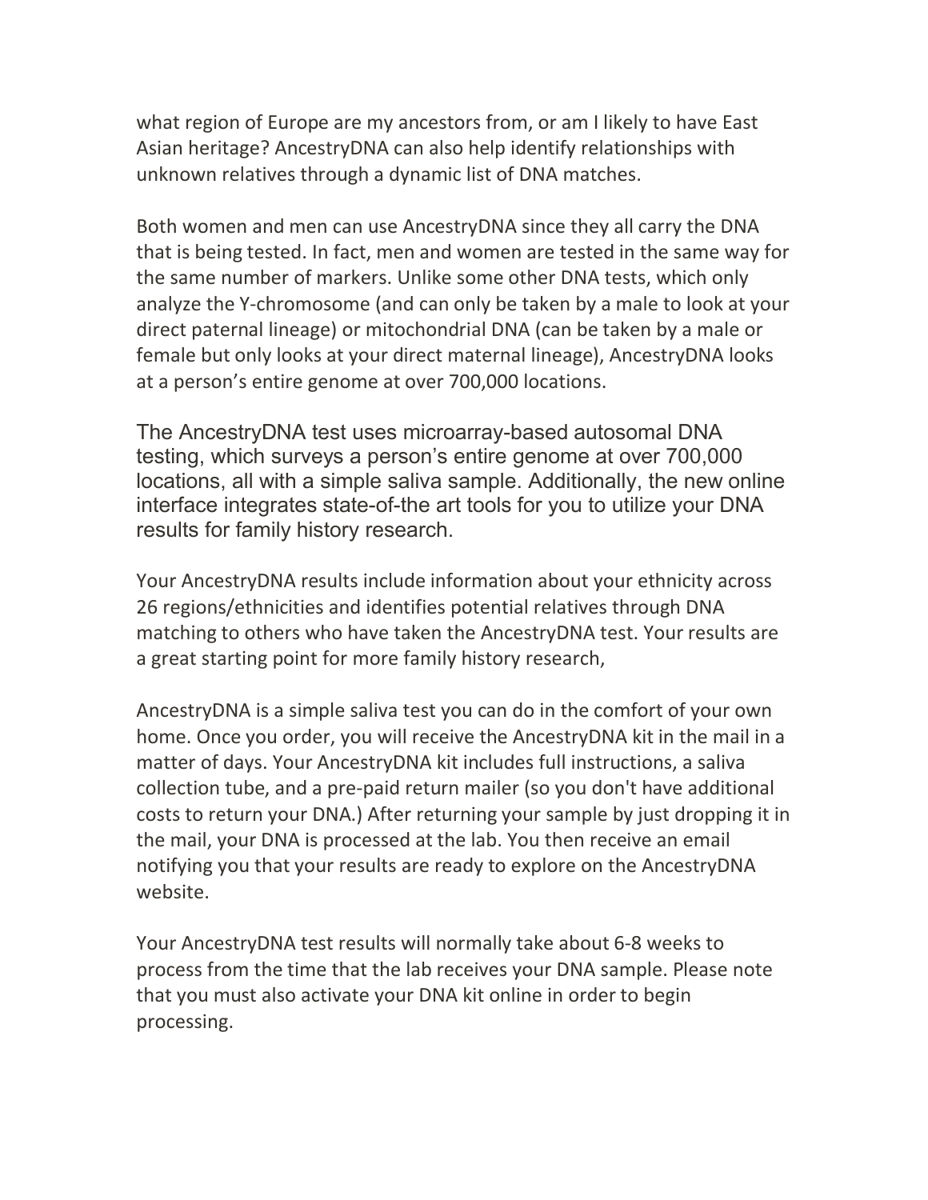what region of Europe are my ancestors from, or am I likely to have East Asian heritage? AncestryDNA can also help identify relationships with unknown relatives through a dynamic list of DNA matches.

Both women and men can use AncestryDNA since they all carry the DNA that is being tested. In fact, men and women are tested in the same way for the same number of markers. Unlike some other DNA tests, which only analyze the Y-chromosome (and can only be taken by a male to look at your direct paternal lineage) or mitochondrial DNA (can be taken by a male or female but only looks at your direct maternal lineage), AncestryDNA looks at a person's entire genome at over 700,000 locations.

The AncestryDNA test uses microarray-based autosomal DNA testing, which surveys a person's entire genome at over 700,000 locations, all with a simple saliva sample. Additionally, the new online interface integrates state-of-the art tools for you to utilize your DNA results for family history research.

Your AncestryDNA results include information about your ethnicity across 26 regions/ethnicities and identifies potential relatives through DNA matching to others who have taken the AncestryDNA test. Your results are a great starting point for more family history research,

AncestryDNA is a simple saliva test you can do in the comfort of your own home. Once you order, you will receive the AncestryDNA kit in the mail in a matter of days. Your AncestryDNA kit includes full instructions, a saliva collection tube, and a pre-paid return mailer (so you don't have additional costs to return your DNA.) After returning your sample by just dropping it in the mail, your DNA is processed at the lab. You then receive an email notifying you that your results are ready to explore on the AncestryDNA website.

Your AncestryDNA test results will normally take about 6-8 weeks to process from the time that the lab receives your DNA sample. Please note that you must also activate your DNA kit online in order to begin processing.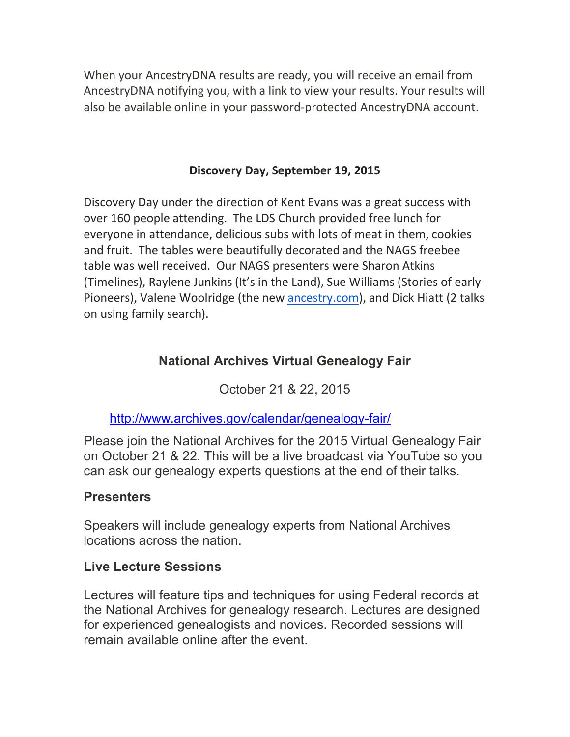When your AncestryDNA results are ready, you will receive an email from AncestryDNA notifying you, with a link to view your results. Your results will also be available online in your password-protected AncestryDNA account.

## Discovery Day, September 19, 2015

Discovery Day under the direction of Kent Evans was a great success with over 160 people attending. The LDS Church provided free lunch for everyone in attendance, delicious subs with lots of meat in them, cookies and fruit. The tables were beautifully decorated and the NAGS freebee table was well received. Our NAGS presenters were Sharon Atkins (Timelines), Raylene Junkins (It's in the Land), Sue Williams (Stories of early Pioneers), Valene Woolridge (the new [ancestry.com](http://ancestry.com)), and Dick Hiatt (2 talks on using family search).

## National Archives Virtual Genealogy Fair

October 21 & 22, 2015

[http://www.archives.gov/calendar/genealogy-fair/](http://www.archives.gov/calendar/genealogy-fair/)

Please join the National Archives for the 2015 Virtual Genealogy Fair on October 21 & 22. This will be a live broadcast via YouTube so you can ask our genealogy experts questions at the end of their talks.

### Presenters

Speakers will include genealogy experts from National Archives locations across the nation.

### Live Lecture Sessions

Lectures will feature tips and techniques for using Federal records at the National Archives for genealogy research. Lectures are designed for experienced genealogists and novices. Recorded sessions will remain available online after the event.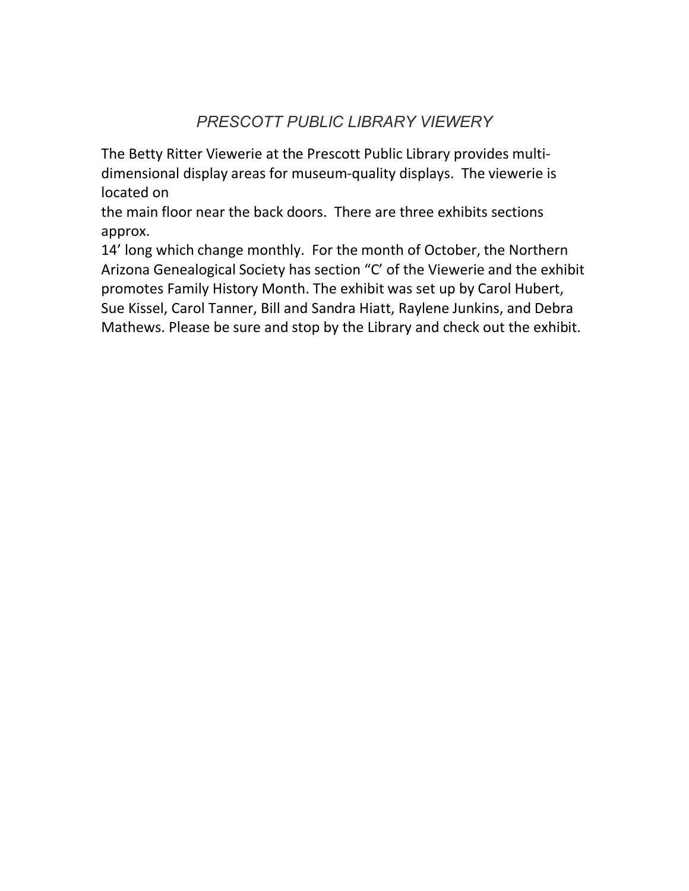## *PRESCOTT PUBLIC LIBRARY VIEWERY*

The Betty Ritter Viewerie at the Prescott Public Library provides multi-dimensional display areas for museum-quality displays. The viewerie is located on the main floor near the back doors. There are three exhibits sections approx. 14' long which change monthly. For the month of October, the Northern Arizona Genealogical Society has section "C' of the Viewerie and the exhibit promotes Family History Month. The exhibit was set up by Carol Hubert, Sue Kissel, Carol Tanner, Bill and Sandra Hiatt, Raylene Junkins, and Debra Mathews. Please be sure and stop by the Library and check out the exhibit.